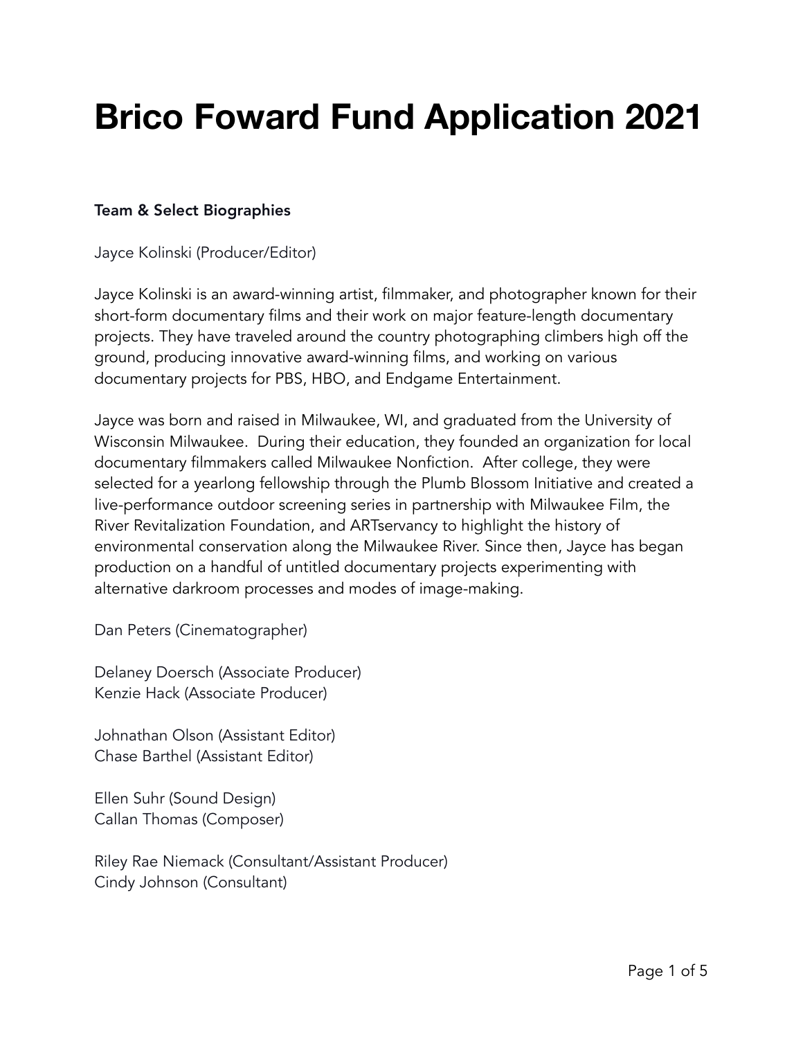# Brico Foward Fund Application 2021

**Team & Select Biographies**

Jayce Kolinski (Producer/Editor)

Jayce Kolinski is an award-winning artist, filmmaker, and photographer known for their short-form documentary films and their work on major feature-length documentary projects. They have traveled around the country photographing climbers high off the ground, producing innovative award-winning films, and working on various documentary projects for PBS, HBO, and Endgame Entertainment.

Jayce was born and raised in Milwaukee, WI, and graduated from the University of Wisconsin Milwaukee. During their education, they founded an organization for local documentary filmmakers called Milwaukee Nonfiction. After college, they were selected for a yearlong fellowship through the Plumb Blossom Initiative and created a live-performance outdoor screening series in partnership with Milwaukee Film, the River Revitalization Foundation, and ARTservancy to highlight the history of environmental conservation along the Milwaukee River. Since then, Jayce has began production on a handful of untitled documentary projects experimenting with alternative darkroom processes and modes of image-making.

Dan Peters (Cinematographer)

Delaney Doersch (Associate Producer)
Kenzie Hack (Associate Producer)

Johnathan Olson (Assistant Editor)
Chase Barthel (Assistant Editor)

Ellen Suhr (Sound Design)
Callan Thomas (Composer)

Riley Rae Niemack (Consultant/Assistant Producer)
Cindy Johnson (Consultant)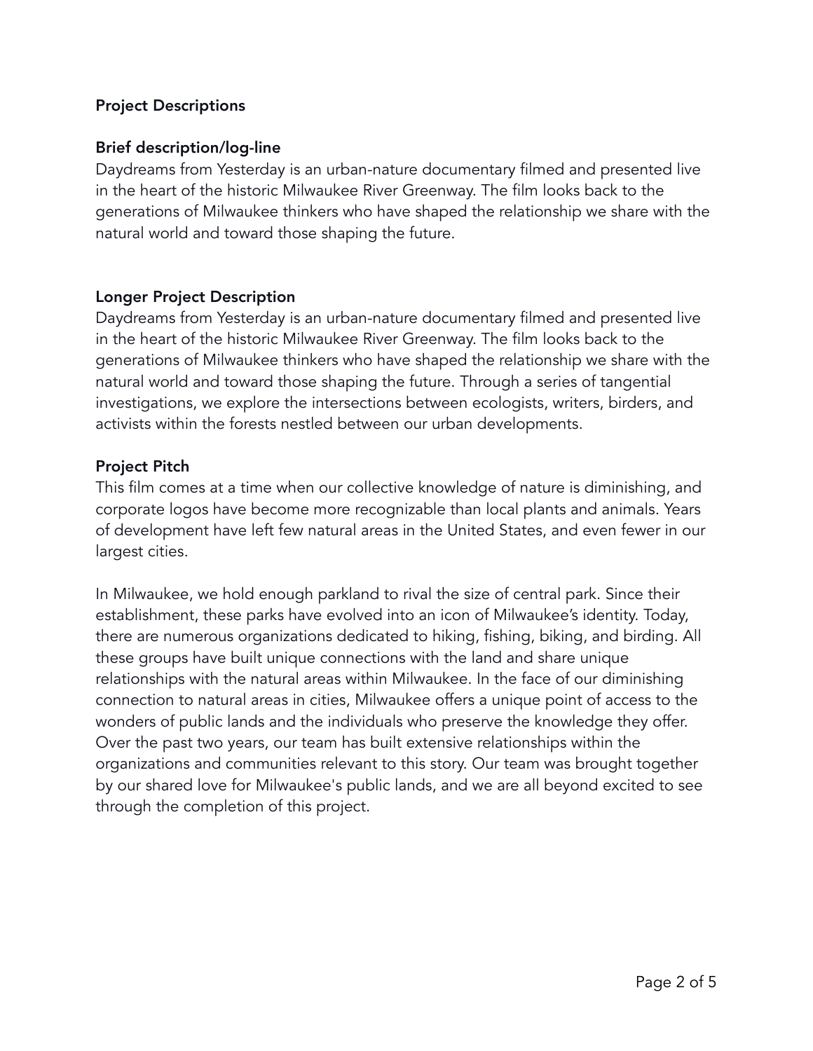## Project Descriptions

### Brief description/log-line

Daydreams from Yesterday is an urban-nature documentary filmed and presented live in the heart of the historic Milwaukee River Greenway. The film looks back to the generations of Milwaukee thinkers who have shaped the relationship we share with the natural world and toward those shaping the future.

### Longer Project Description

Daydreams from Yesterday is an urban-nature documentary filmed and presented live in the heart of the historic Milwaukee River Greenway. The film looks back to the generations of Milwaukee thinkers who have shaped the relationship we share with the natural world and toward those shaping the future. Through a series of tangential investigations, we explore the intersections between ecologists, writers, birders, and activists within the forests nestled between our urban developments.

### Project Pitch

This film comes at a time when our collective knowledge of nature is diminishing, and corporate logos have become more recognizable than local plants and animals. Years of development have left few natural areas in the United States, and even fewer in our largest cities.

In Milwaukee, we hold enough parkland to rival the size of central park. Since their establishment, these parks have evolved into an icon of Milwaukee's identity. Today, there are numerous organizations dedicated to hiking, fishing, biking, and birding. All these groups have built unique connections with the land and share unique relationships with the natural areas within Milwaukee. In the face of our diminishing connection to natural areas in cities, Milwaukee offers a unique point of access to the wonders of public lands and the individuals who preserve the knowledge they offer. Over the past two years, our team has built extensive relationships within the organizations and communities relevant to this story. Our team was brought together by our shared love for Milwaukee's public lands, and we are all beyond excited to see through the completion of this project.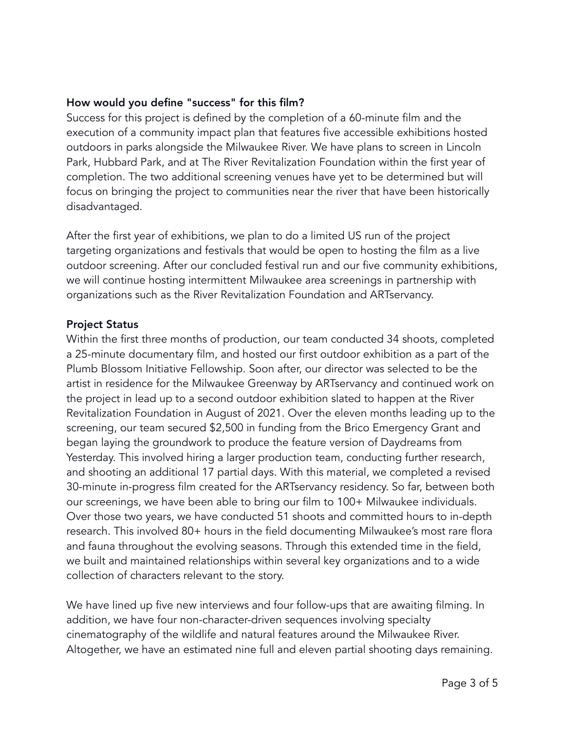**How would you define "success" for this film?**

Success for this project is defined by the completion of a 60-minute film and the execution of a community impact plan that features five accessible exhibitions hosted outdoors in parks alongside the Milwaukee River. We have plans to screen in Lincoln Park, Hubbard Park, and at The River Revitalization Foundation within the first year of completion. The two additional screening venues have yet to be determined but will focus on bringing the project to communities near the river that have been historically disadvantaged.

After the first year of exhibitions, we plan to do a limited US run of the project targeting organizations and festivals that would be open to hosting the film as a live outdoor screening. After our concluded festival run and our five community exhibitions, we will continue hosting intermittent Milwaukee area screenings in partnership with organizations such as the River Revitalization Foundation and ARTservancy.

**Project Status**

Within the first three months of production, our team conducted 34 shoots, completed a 25-minute documentary film, and hosted our first outdoor exhibition as a part of the Plumb Blossom Initiative Fellowship. Soon after, our director was selected to be the artist in residence for the Milwaukee Greenway by ARTservancy and continued work on the project in lead up to a second outdoor exhibition slated to happen at the River Revitalization Foundation in August of 2021. Over the eleven months leading up to the screening, our team secured $2,500 in funding from the Brico Emergency Grant and began laying the groundwork to produce the feature version of Daydreams from Yesterday. This involved hiring a larger production team, conducting further research, and shooting an additional 17 partial days. With this material, we completed a revised 30-minute in-progress film created for the ARTservancy residency. So far, between both our screenings, we have been able to bring our film to 100+ Milwaukee individuals. Over those two years, we have conducted 51 shoots and committed hours to in-depth research. This involved 80+ hours in the field documenting Milwaukee's most rare flora and fauna throughout the evolving seasons. Through this extended time in the field, we built and maintained relationships within several key organizations and to a wide collection of characters relevant to the story.

We have lined up five new interviews and four follow-ups that are awaiting filming. In addition, we have four non-character-driven sequences involving specialty cinematography of the wildlife and natural features around the Milwaukee River. Altogether, we have an estimated nine full and eleven partial shooting days remaining.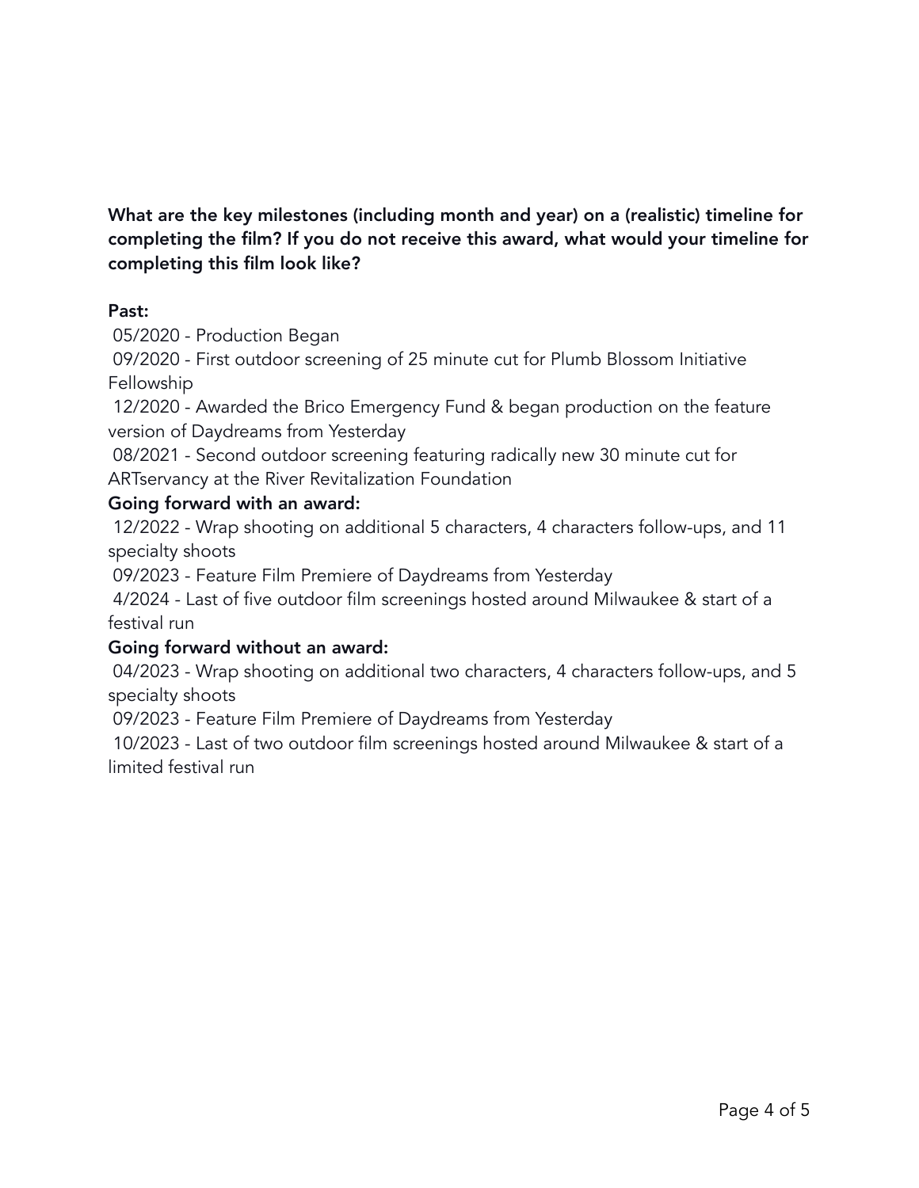**What are the key milestones (including month and year) on a (realistic) timeline for completing the film? If you do not receive this award, what would your timeline for completing this film look like?**

**Past:**

05/2020 - Production Began

09/2020 - First outdoor screening of 25 minute cut for Plumb Blossom Initiative Fellowship

12/2020 - Awarded the Brico Emergency Fund & began production on the feature version of Daydreams from Yesterday

08/2021 - Second outdoor screening featuring radically new 30 minute cut for ARTservancy at the River Revitalization Foundation

**Going forward with an award:**

12/2022 - Wrap shooting on additional 5 characters, 4 characters follow-ups, and 11 specialty shoots

09/2023 - Feature Film Premiere of Daydreams from Yesterday

4/2024 - Last of five outdoor film screenings hosted around Milwaukee & start of a festival run

**Going forward without an award:**

04/2023 - Wrap shooting on additional two characters, 4 characters follow-ups, and 5 specialty shoots

09/2023 - Feature Film Premiere of Daydreams from Yesterday

10/2023 - Last of two outdoor film screenings hosted around Milwaukee & start of a limited festival run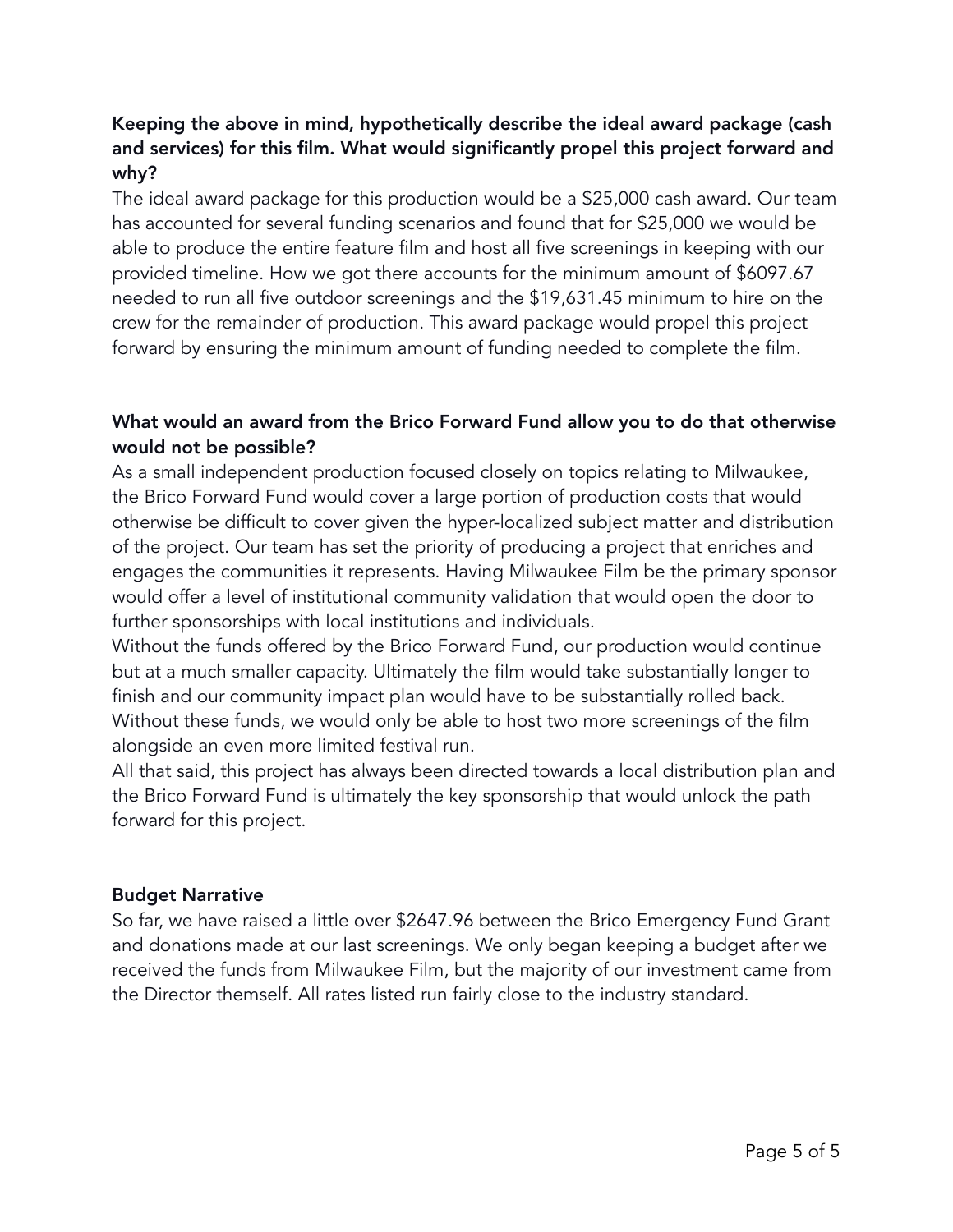**Keeping the above in mind, hypothetically describe the ideal award package (cash and services) for this film. What would significantly propel this project forward and why?**

The ideal award package for this production would be a $25,000 cash award. Our team has accounted for several funding scenarios and found that for $25,000 we would be able to produce the entire feature film and host all five screenings in keeping with our provided timeline. How we got there accounts for the minimum amount of $6097.67 needed to run all five outdoor screenings and the $19,631.45 minimum to hire on the crew for the remainder of production. This award package would propel this project forward by ensuring the minimum amount of funding needed to complete the film.

**What would an award from the Brico Forward Fund allow you to do that otherwise would not be possible?**

As a small independent production focused closely on topics relating to Milwaukee, the Brico Forward Fund would cover a large portion of production costs that would otherwise be difficult to cover given the hyper-localized subject matter and distribution of the project. Our team has set the priority of producing a project that enriches and engages the communities it represents. Having Milwaukee Film be the primary sponsor would offer a level of institutional community validation that would open the door to further sponsorships with local institutions and individuals.

Without the funds offered by the Brico Forward Fund, our production would continue but at a much smaller capacity. Ultimately the film would take substantially longer to finish and our community impact plan would have to be substantially rolled back. Without these funds, we would only be able to host two more screenings of the film alongside an even more limited festival run.

All that said, this project has always been directed towards a local distribution plan and the Brico Forward Fund is ultimately the key sponsorship that would unlock the path forward for this project.

**Budget Narrative**

So far, we have raised a little over $2647.96 between the Brico Emergency Fund Grant and donations made at our last screenings. We only began keeping a budget after we received the funds from Milwaukee Film, but the majority of our investment came from the Director themself. All rates listed run fairly close to the industry standard.